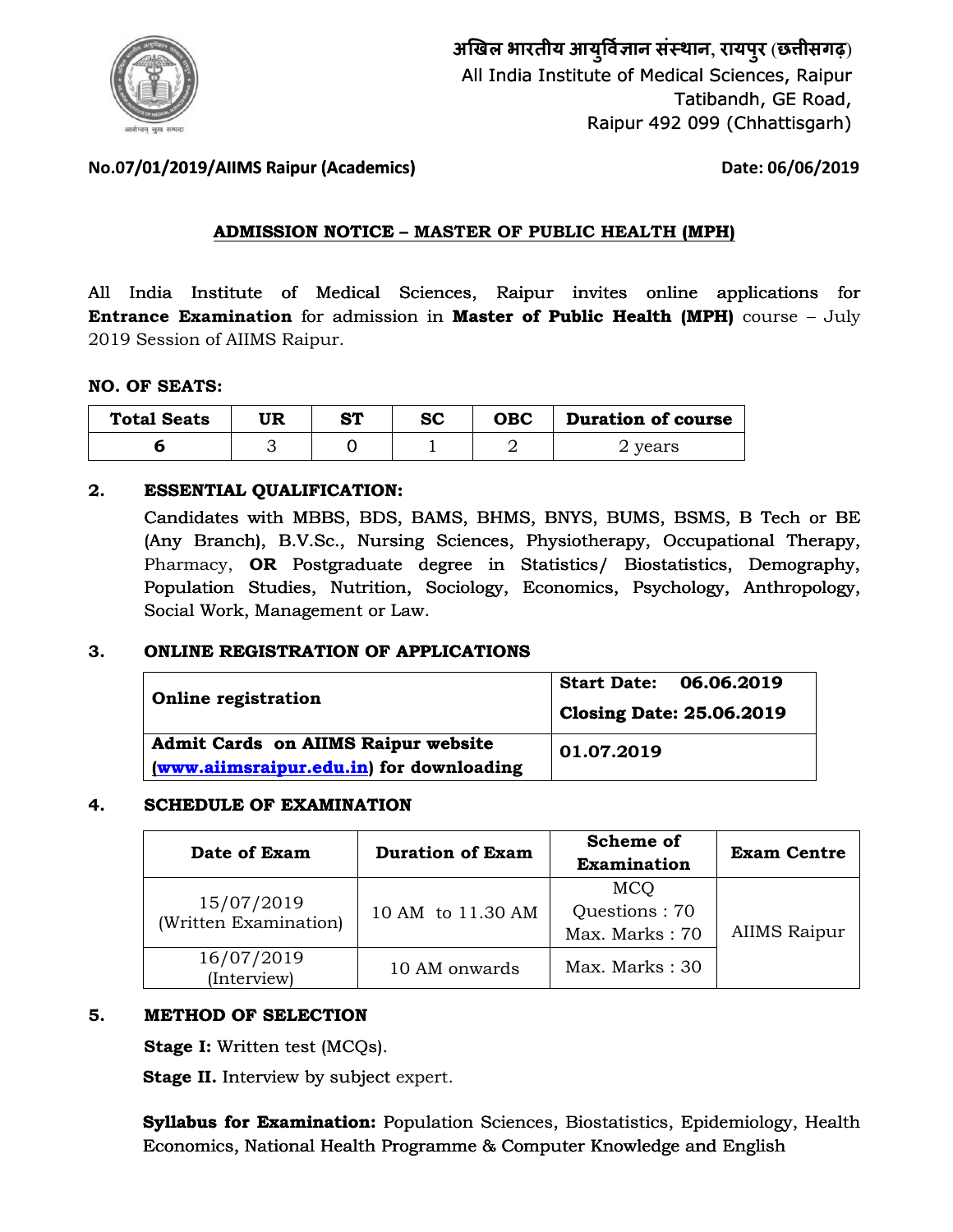अखिल भारतीय आयुर्विज्ञान संस्थान, रायपुर (छत्तीसगढ़)
All India Institute of Medical Sciences, Raipur
Tatibandh, GE Road,
Raipur 492 099 (Chhattisgarh)

**No.07/01/2019/AIIMS Raipur (Academics)** **Date: 06/06/2019**

## ADMISSION NOTICE – MASTER OF PUBLIC HEALTH (MPH)

All India Institute of Medical Sciences, Raipur invites online applications for **Entrance Examination** for admission in **Master of Public Health (MPH)** course – July 2019 Session of AIIMS Raipur.

**NO. OF SEATS:**

| Total Seats | UR | ST | SC | OBC | Duration of course |
|---|---|---|---|---|---|
| 6 | 3 | 0 | 1 | 2 | 2 years |

**2. ESSENTIAL QUALIFICATION:**

Candidates with MBBS, BDS, BAMS, BHMS, BNYS, BUMS, BSMS, B Tech or BE (Any Branch), B.V.Sc., Nursing Sciences, Physiotherapy, Occupational Therapy, Pharmacy, **OR** Postgraduate degree in Statistics/ Biostatistics, Demography, Population Studies, Nutrition, Sociology, Economics, Psychology, Anthropology, Social Work, Management or Law.

**3. ONLINE REGISTRATION OF APPLICATIONS**

| | |
|---|---|
| **Online registration** | **Start Date: 06.06.2019**<br>**Closing Date: 25.06.2019** |
| **Admit Cards on AIIMS Raipur website (www.aiimsraipur.edu.in) for downloading** | **01.07.2019** |

**4. SCHEDULE OF EXAMINATION**

| Date of Exam | Duration of Exam | Scheme of Examination | Exam Centre |
|---|---|---|---|
| 15/07/2019 (Written Examination) | 10 AM to 11.30 AM | MCQ Questions : 70 Max. Marks : 70 | AIIMS Raipur |
| 16/07/2019 (Interview) | 10 AM onwards | Max. Marks : 30 | |

**5. METHOD OF SELECTION**

**Stage I:** Written test (MCQs).

**Stage II.** Interview by subject expert.

**Syllabus for Examination:** Population Sciences, Biostatistics, Epidemiology, Health Economics, National Health Programme & Computer Knowledge and English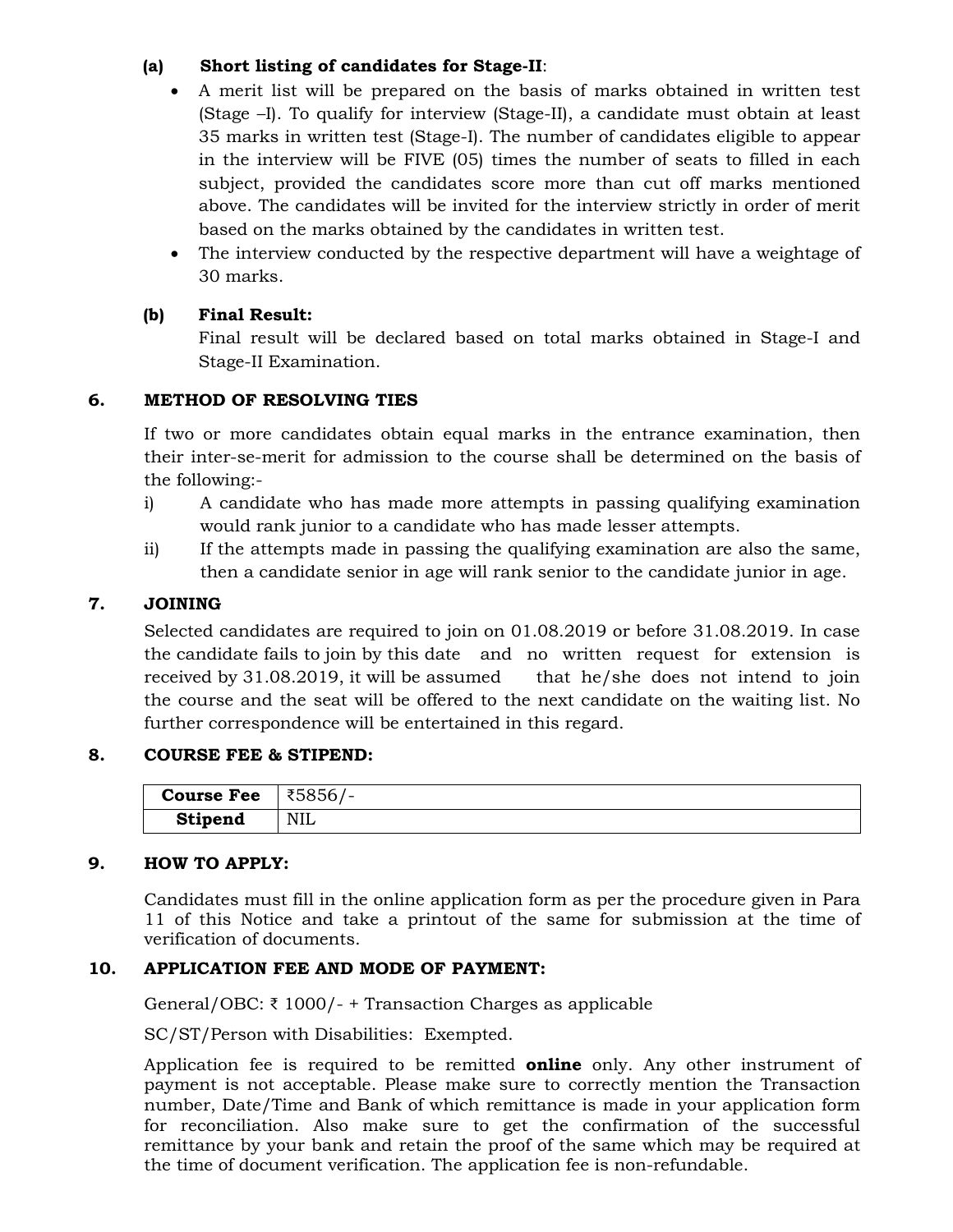**(a) Short listing of candidates for Stage-II**:

- A merit list will be prepared on the basis of marks obtained in written test (Stage –I). To qualify for interview (Stage-II), a candidate must obtain at least 35 marks in written test (Stage-I). The number of candidates eligible to appear in the interview will be FIVE (05) times the number of seats to filled in each subject, provided the candidates score more than cut off marks mentioned above. The candidates will be invited for the interview strictly in order of merit based on the marks obtained by the candidates in written test.
- The interview conducted by the respective department will have a weightage of 30 marks.

**(b) Final Result:**

Final result will be declared based on total marks obtained in Stage-I and Stage-II Examination.

## 6. METHOD OF RESOLVING TIES

If two or more candidates obtain equal marks in the entrance examination, then their inter-se-merit for admission to the course shall be determined on the basis of the following:-

i) A candidate who has made more attempts in passing qualifying examination would rank junior to a candidate who has made lesser attempts.

ii) If the attempts made in passing the qualifying examination are also the same, then a candidate senior in age will rank senior to the candidate junior in age.

## 7. JOINING

Selected candidates are required to join on 01.08.2019 or before 31.08.2019. In case the candidate fails to join by this date and no written request for extension is received by 31.08.2019, it will be assumed that he/she does not intend to join the course and the seat will be offered to the next candidate on the waiting list. No further correspondence will be entertained in this regard.

## 8. COURSE FEE & STIPEND:

| **Course Fee** | ₹5856/- |
|---|---|
| **Stipend** | NIL |

## 9. HOW TO APPLY:

Candidates must fill in the online application form as per the procedure given in Para 11 of this Notice and take a printout of the same for submission at the time of verification of documents.

## 10. APPLICATION FEE AND MODE OF PAYMENT:

General/OBC: ₹ 1000/- + Transaction Charges as applicable

SC/ST/Person with Disabilities: Exempted.

Application fee is required to be remitted **online** only. Any other instrument of payment is not acceptable. Please make sure to correctly mention the Transaction number, Date/Time and Bank of which remittance is made in your application form for reconciliation. Also make sure to get the confirmation of the successful remittance by your bank and retain the proof of the same which may be required at the time of document verification. The application fee is non-refundable.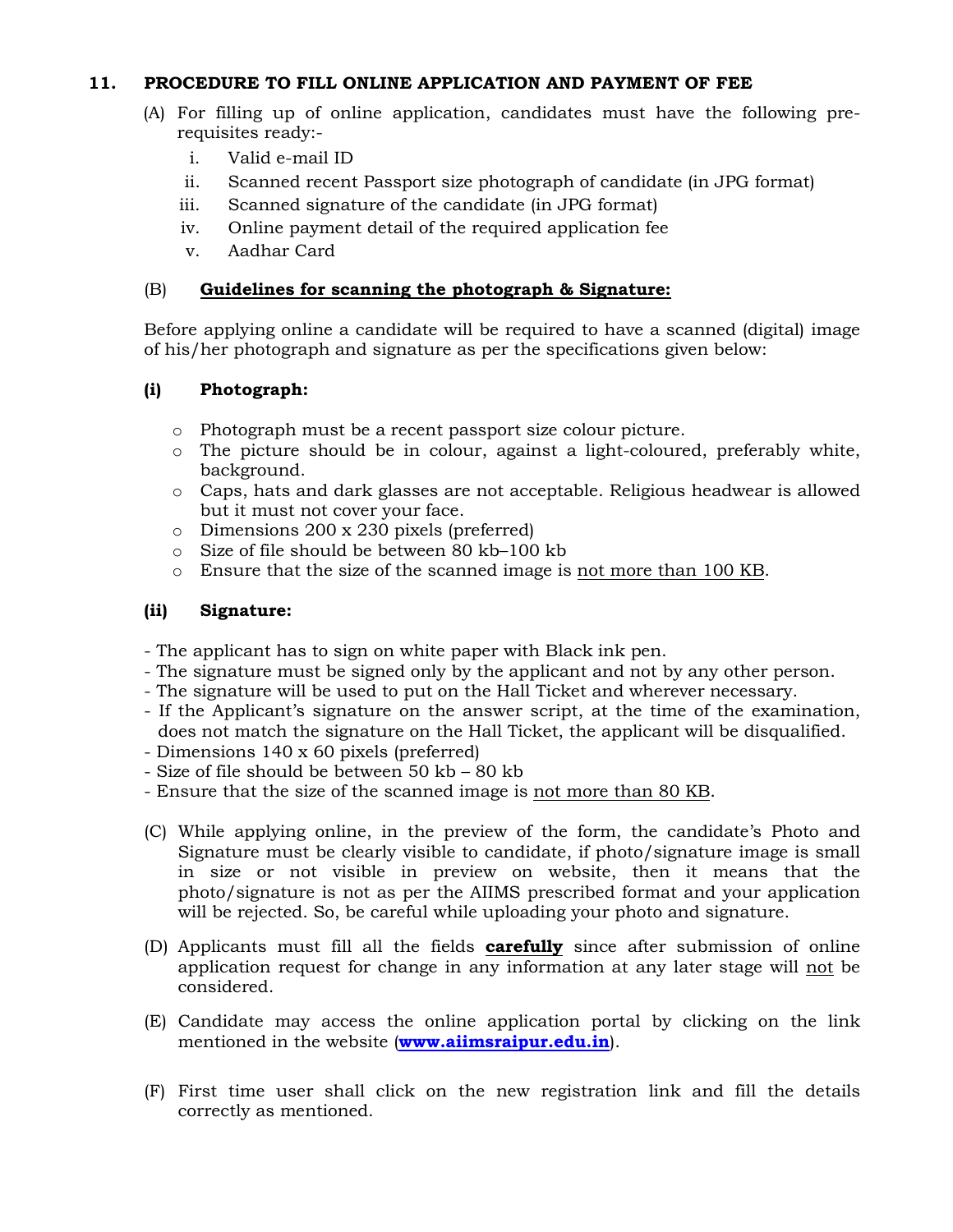## 11. PROCEDURE TO FILL ONLINE APPLICATION AND PAYMENT OF FEE

(A) For filling up of online application, candidates must have the following pre-requisites ready:-

i. Valid e-mail ID
ii. Scanned recent Passport size photograph of candidate (in JPG format)
iii. Scanned signature of the candidate (in JPG format)
iv. Online payment detail of the required application fee
v. Aadhar Card

(B) **<u>Guidelines for scanning the photograph & Signature:</u>**

Before applying online a candidate will be required to have a scanned (digital) image of his/her photograph and signature as per the specifications given below:

**(i) Photograph:**

- Photograph must be a recent passport size colour picture.
- The picture should be in colour, against a light-coloured, preferably white, background.
- Caps, hats and dark glasses are not acceptable. Religious headwear is allowed but it must not cover your face.
- Dimensions 200 x 230 pixels (preferred)
- Size of file should be between 80 kb–100 kb
- Ensure that the size of the scanned image is <u>not more than 100 KB</u>.

**(ii) Signature:**

- The applicant has to sign on white paper with Black ink pen.
- The signature must be signed only by the applicant and not by any other person.
- The signature will be used to put on the Hall Ticket and wherever necessary.
- If the Applicant's signature on the answer script, at the time of the examination, does not match the signature on the Hall Ticket, the applicant will be disqualified.
- Dimensions 140 x 60 pixels (preferred)
- Size of file should be between 50 kb – 80 kb
- Ensure that the size of the scanned image is <u>not more than 80 KB</u>.

(C) While applying online, in the preview of the form, the candidate's Photo and Signature must be clearly visible to candidate, if photo/signature image is small in size or not visible in preview on website, then it means that the photo/signature is not as per the AIIMS prescribed format and your application will be rejected. So, be careful while uploading your photo and signature.

(D) Applicants must fill all the fields **<u>carefully</u>** since after submission of online application request for change in any information at any later stage will <u>not</u> be considered.

(E) Candidate may access the online application portal by clicking on the link mentioned in the website (**www.aiimsraipur.edu.in**).

(F) First time user shall click on the new registration link and fill the details correctly as mentioned.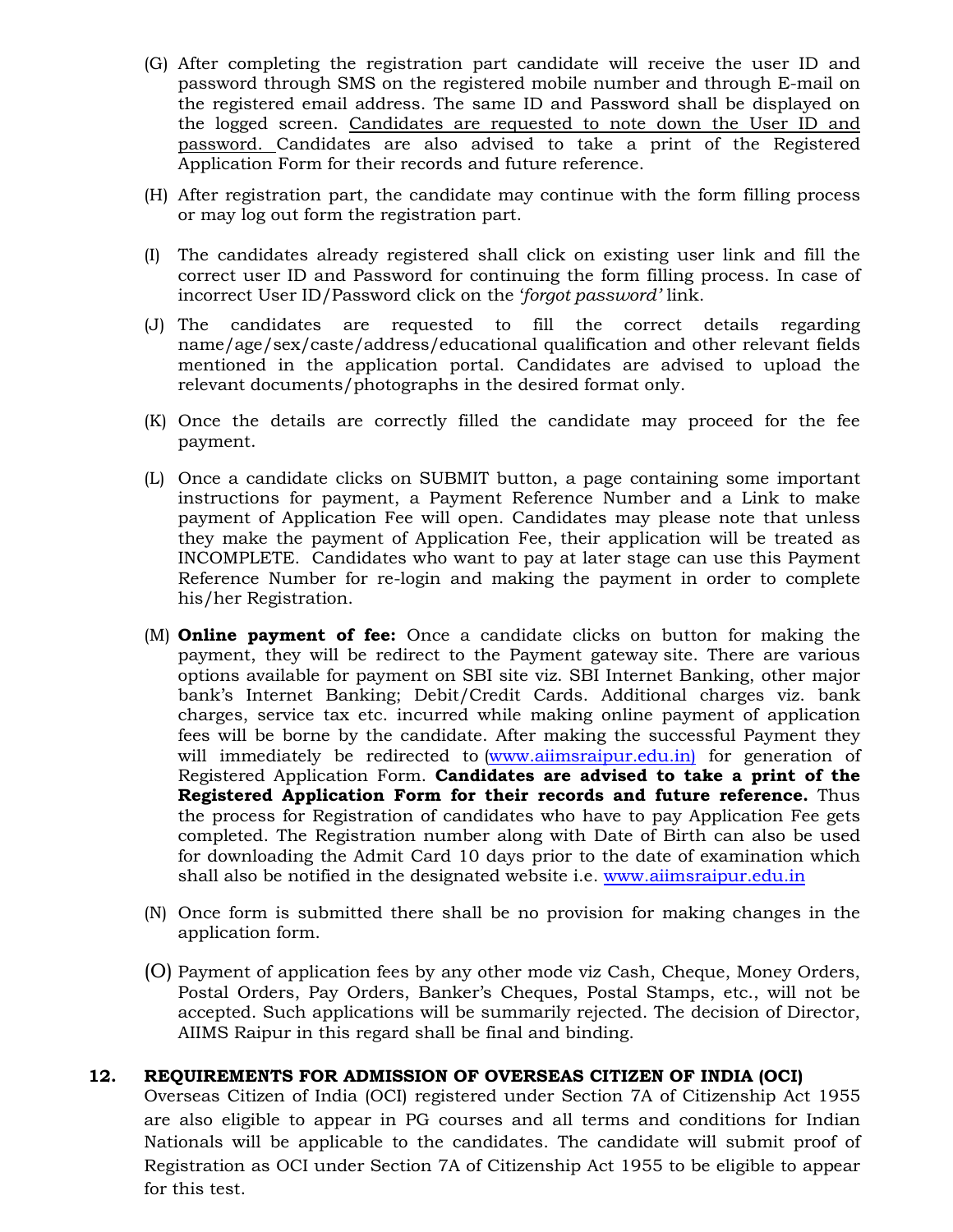(G) After completing the registration part candidate will receive the user ID and password through SMS on the registered mobile number and through E-mail on the registered email address. The same ID and Password shall be displayed on the logged screen. Candidates are requested to note down the User ID and password. Candidates are also advised to take a print of the Registered Application Form for their records and future reference.

(H) After registration part, the candidate may continue with the form filling process or may log out form the registration part.

(I) The candidates already registered shall click on existing user link and fill the correct user ID and Password for continuing the form filling process. In case of incorrect User ID/Password click on the *'forgot password'* link.

(J) The candidates are requested to fill the correct details regarding name/age/sex/caste/address/educational qualification and other relevant fields mentioned in the application portal. Candidates are advised to upload the relevant documents/photographs in the desired format only.

(K) Once the details are correctly filled the candidate may proceed for the fee payment.

(L) Once a candidate clicks on SUBMIT button, a page containing some important instructions for payment, a Payment Reference Number and a Link to make payment of Application Fee will open. Candidates may please note that unless they make the payment of Application Fee, their application will be treated as INCOMPLETE. Candidates who want to pay at later stage can use this Payment Reference Number for re-login and making the payment in order to complete his/her Registration.

(M) **Online payment of fee:** Once a candidate clicks on button for making the payment, they will be redirect to the Payment gateway site. There are various options available for payment on SBI site viz. SBI Internet Banking, other major bank's Internet Banking; Debit/Credit Cards. Additional charges viz. bank charges, service tax etc. incurred while making online payment of application fees will be borne by the candidate. After making the successful Payment they will immediately be redirected to (www.aiimsraipur.edu.in) for generation of Registered Application Form. **Candidates are advised to take a print of the Registered Application Form for their records and future reference.** Thus the process for Registration of candidates who have to pay Application Fee gets completed. The Registration number along with Date of Birth can also be used for downloading the Admit Card 10 days prior to the date of examination which shall also be notified in the designated website i.e. www.aiimsraipur.edu.in

(N) Once form is submitted there shall be no provision for making changes in the application form.

(O) Payment of application fees by any other mode viz Cash, Cheque, Money Orders, Postal Orders, Pay Orders, Banker's Cheques, Postal Stamps, etc., will not be accepted. Such applications will be summarily rejected. The decision of Director, AIIMS Raipur in this regard shall be final and binding.

## 12. REQUIREMENTS FOR ADMISSION OF OVERSEAS CITIZEN OF INDIA (OCI)

Overseas Citizen of India (OCI) registered under Section 7A of Citizenship Act 1955 are also eligible to appear in PG courses and all terms and conditions for Indian Nationals will be applicable to the candidates. The candidate will submit proof of Registration as OCI under Section 7A of Citizenship Act 1955 to be eligible to appear for this test.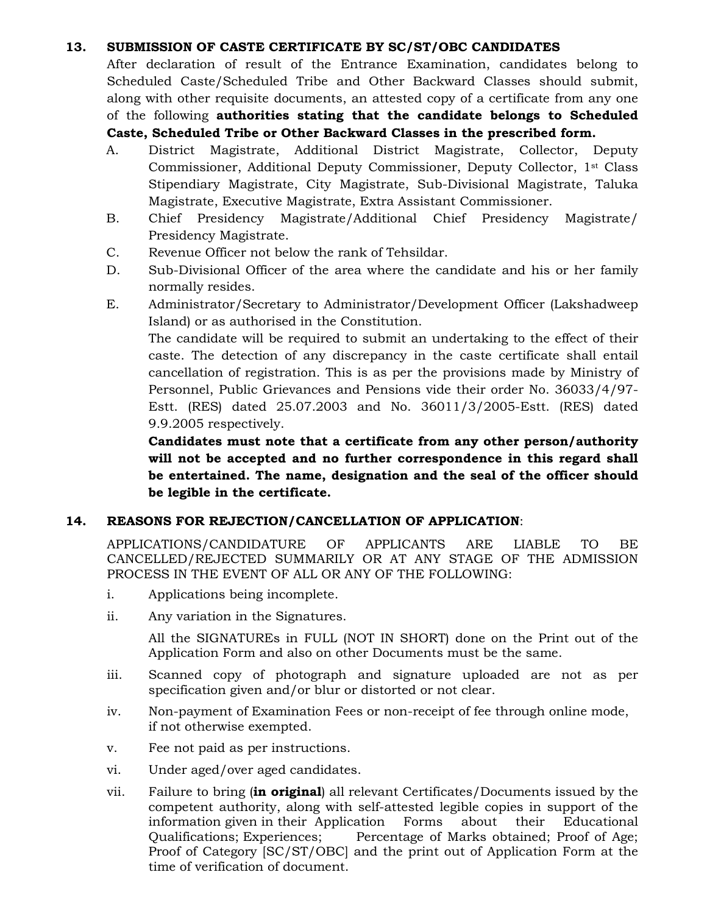## 13. SUBMISSION OF CASTE CERTIFICATE BY SC/ST/OBC CANDIDATES

After declaration of result of the Entrance Examination, candidates belong to Scheduled Caste/Scheduled Tribe and Other Backward Classes should submit, along with other requisite documents, an attested copy of a certificate from any one of the following **authorities stating that the candidate belongs to Scheduled Caste, Scheduled Tribe or Other Backward Classes in the prescribed form.**

A. District Magistrate, Additional District Magistrate, Collector, Deputy Commissioner, Additional Deputy Commissioner, Deputy Collector, 1st Class Stipendiary Magistrate, City Magistrate, Sub-Divisional Magistrate, Taluka Magistrate, Executive Magistrate, Extra Assistant Commissioner.

B. Chief Presidency Magistrate/Additional Chief Presidency Magistrate/ Presidency Magistrate.

C. Revenue Officer not below the rank of Tehsildar.

D. Sub-Divisional Officer of the area where the candidate and his or her family normally resides.

E. Administrator/Secretary to Administrator/Development Officer (Lakshadweep Island) or as authorised in the Constitution.

The candidate will be required to submit an undertaking to the effect of their caste. The detection of any discrepancy in the caste certificate shall entail cancellation of registration. This is as per the provisions made by Ministry of Personnel, Public Grievances and Pensions vide their order No. 36033/4/97-Estt. (RES) dated 25.07.2003 and No. 36011/3/2005-Estt. (RES) dated 9.9.2005 respectively.

**Candidates must note that a certificate from any other person/authority will not be accepted and no further correspondence in this regard shall be entertained. The name, designation and the seal of the officer should be legible in the certificate.**

## 14. REASONS FOR REJECTION/CANCELLATION OF APPLICATION:

APPLICATIONS/CANDIDATURE OF APPLICANTS ARE LIABLE TO BE CANCELLED/REJECTED SUMMARILY OR AT ANY STAGE OF THE ADMISSION PROCESS IN THE EVENT OF ALL OR ANY OF THE FOLLOWING:

i. Applications being incomplete.

ii. Any variation in the Signatures.

All the SIGNATUREs in FULL (NOT IN SHORT) done on the Print out of the Application Form and also on other Documents must be the same.

iii. Scanned copy of photograph and signature uploaded are not as per specification given and/or blur or distorted or not clear.

iv. Non-payment of Examination Fees or non-receipt of fee through online mode, if not otherwise exempted.

v. Fee not paid as per instructions.

vi. Under aged/over aged candidates.

vii. Failure to bring (**in original**) all relevant Certificates/Documents issued by the competent authority, along with self-attested legible copies in support of the information given in their Application Forms about their Educational Qualifications; Experiences; Percentage of Marks obtained; Proof of Age; Proof of Category [SC/ST/OBC] and the print out of Application Form at the time of verification of document.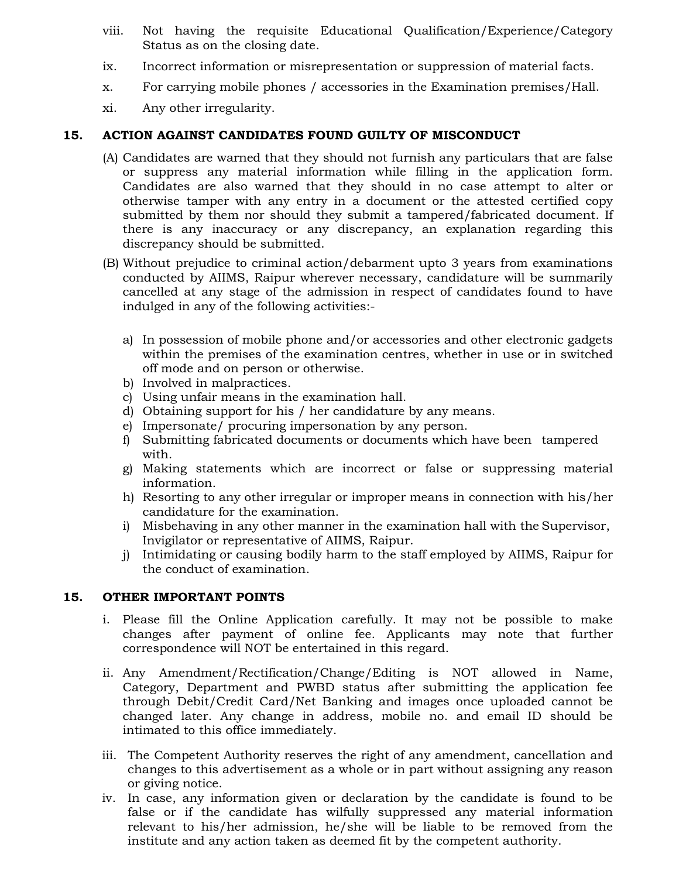viii. Not having the requisite Educational Qualification/Experience/Category Status as on the closing date.

ix. Incorrect information or misrepresentation or suppression of material facts.

x. For carrying mobile phones / accessories in the Examination premises/Hall.

xi. Any other irregularity.

## 15. ACTION AGAINST CANDIDATES FOUND GUILTY OF MISCONDUCT

(A) Candidates are warned that they should not furnish any particulars that are false or suppress any material information while filling in the application form. Candidates are also warned that they should in no case attempt to alter or otherwise tamper with any entry in a document or the attested certified copy submitted by them nor should they submit a tampered/fabricated document. If there is any inaccuracy or any discrepancy, an explanation regarding this discrepancy should be submitted.

(B) Without prejudice to criminal action/debarment upto 3 years from examinations conducted by AIIMS, Raipur wherever necessary, candidature will be summarily cancelled at any stage of the admission in respect of candidates found to have indulged in any of the following activities:-

a) In possession of mobile phone and/or accessories and other electronic gadgets within the premises of the examination centres, whether in use or in switched off mode and on person or otherwise.
b) Involved in malpractices.
c) Using unfair means in the examination hall.
d) Obtaining support for his / her candidature by any means.
e) Impersonate/ procuring impersonation by any person.
f) Submitting fabricated documents or documents which have been tampered with.
g) Making statements which are incorrect or false or suppressing material information.
h) Resorting to any other irregular or improper means in connection with his/her candidature for the examination.
i) Misbehaving in any other manner in the examination hall with the Supervisor, Invigilator or representative of AIIMS, Raipur.
j) Intimidating or causing bodily harm to the staff employed by AIIMS, Raipur for the conduct of examination.

## 15. OTHER IMPORTANT POINTS

i. Please fill the Online Application carefully. It may not be possible to make changes after payment of online fee. Applicants may note that further correspondence will NOT be entertained in this regard.

ii. Any Amendment/Rectification/Change/Editing is NOT allowed in Name, Category, Department and PWBD status after submitting the application fee through Debit/Credit Card/Net Banking and images once uploaded cannot be changed later. Any change in address, mobile no. and email ID should be intimated to this office immediately.

iii. The Competent Authority reserves the right of any amendment, cancellation and changes to this advertisement as a whole or in part without assigning any reason or giving notice.

iv. In case, any information given or declaration by the candidate is found to be false or if the candidate has wilfully suppressed any material information relevant to his/her admission, he/she will be liable to be removed from the institute and any action taken as deemed fit by the competent authority.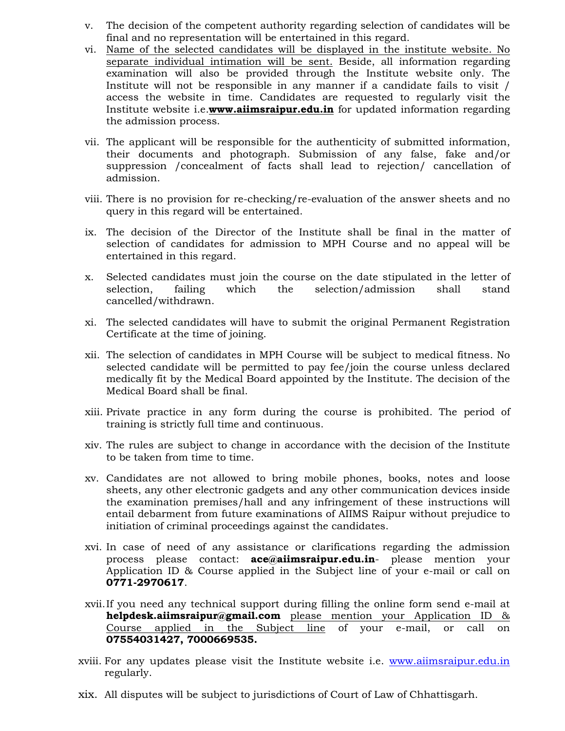v. The decision of the competent authority regarding selection of candidates will be final and no representation will be entertained in this regard.

vi. Name of the selected candidates will be displayed in the institute website. No separate individual intimation will be sent. Beside, all information regarding examination will also be provided through the Institute website only. The Institute will not be responsible in any manner if a candidate fails to visit / access the website in time. Candidates are requested to regularly visit the Institute website i.e.**www.aiimsraipur.edu.in** for updated information regarding the admission process.

vii. The applicant will be responsible for the authenticity of submitted information, their documents and photograph. Submission of any false, fake and/or suppression /concealment of facts shall lead to rejection/ cancellation of admission.

viii. There is no provision for re-checking/re-evaluation of the answer sheets and no query in this regard will be entertained.

ix. The decision of the Director of the Institute shall be final in the matter of selection of candidates for admission to MPH Course and no appeal will be entertained in this regard.

x. Selected candidates must join the course on the date stipulated in the letter of selection, failing which the selection/admission shall stand cancelled/withdrawn.

xi. The selected candidates will have to submit the original Permanent Registration Certificate at the time of joining.

xii. The selection of candidates in MPH Course will be subject to medical fitness. No selected candidate will be permitted to pay fee/join the course unless declared medically fit by the Medical Board appointed by the Institute. The decision of the Medical Board shall be final.

xiii. Private practice in any form during the course is prohibited. The period of training is strictly full time and continuous.

xiv. The rules are subject to change in accordance with the decision of the Institute to be taken from time to time.

xv. Candidates are not allowed to bring mobile phones, books, notes and loose sheets, any other electronic gadgets and any other communication devices inside the examination premises/hall and any infringement of these instructions will entail debarment from future examinations of AIIMS Raipur without prejudice to initiation of criminal proceedings against the candidates.

xvi. In case of need of any assistance or clarifications regarding the admission process please contact: **ace@aiimsraipur.edu.in**- please mention your Application ID & Course applied in the Subject line of your e-mail or call on **0771-2970617**.

xvii. If you need any technical support during filling the online form send e-mail at **helpdesk.aiimsraipur@gmail.com** please mention your Application ID & Course applied in the Subject line of your e-mail, or call on **07554031427, 7000669535.**

xviii. For any updates please visit the Institute website i.e. www.aiimsraipur.edu.in regularly.

xix. All disputes will be subject to jurisdictions of Court of Law of Chhattisgarh.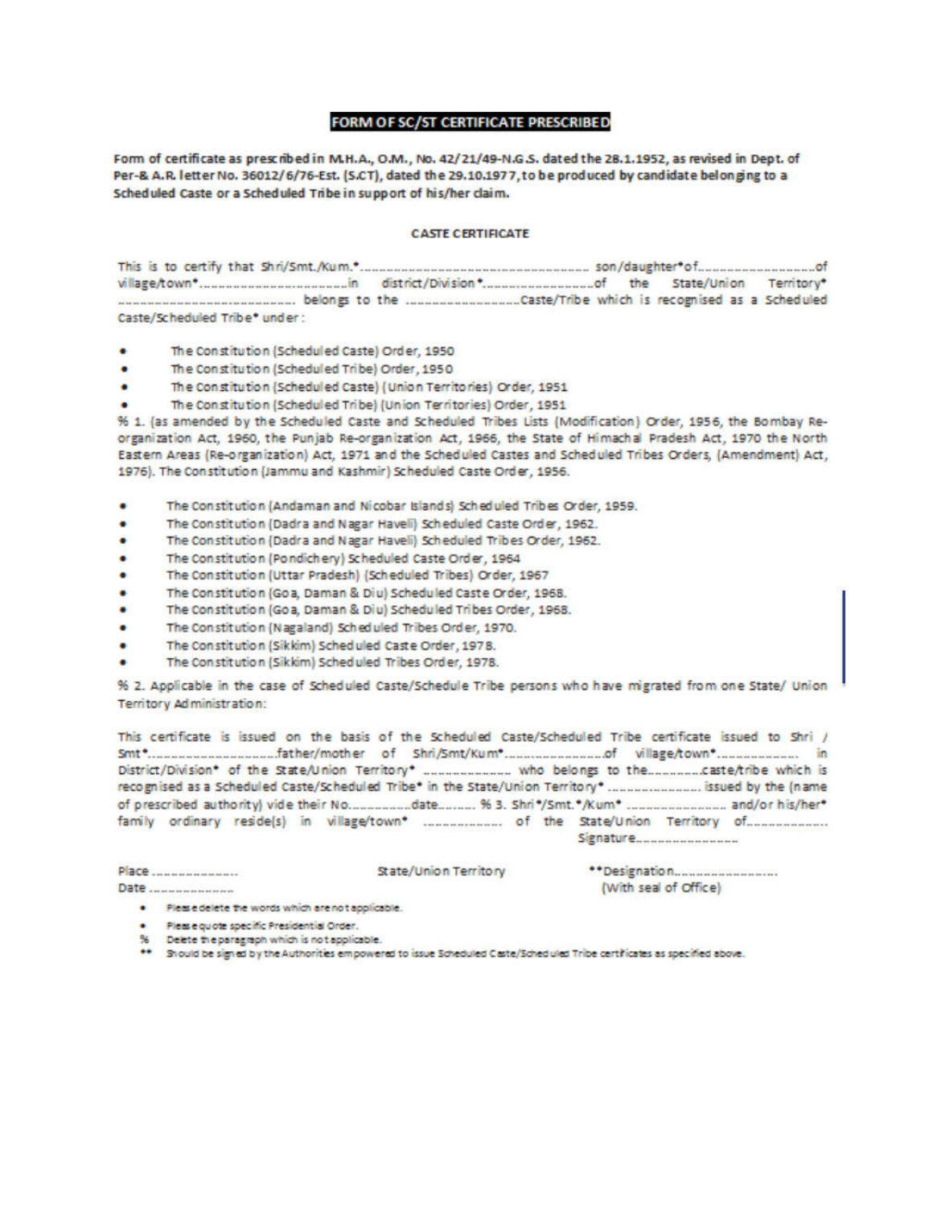## FORM OF SC/ST CERTIFICATE PRESCRIBED

**Form of certificate as prescribed in M.H.A., O.M., No. 42/21/49-N.G.S. dated the 28.1.1952, as revised in Dept. of Per-& A.R. letter No. 36012/6/76-Est. (S.CT), dated the 29.10.1977, to be produced by candidate belonging to a Scheduled Caste or a Scheduled Tribe in support of his/her claim.**

### CASTE CERTIFICATE

This is to certify that Shri/Smt./Kum.*........................................................ son/daughter*of.............................of village/town*...................................in district/Division*...........................of the State/Union Territory* ...................................... belongs to the ..........................Caste/Tribe which is recognised as a Scheduled Caste/Scheduled Tribe* under:

- The Constitution (Scheduled Caste) Order, 1950
- The Constitution (Scheduled Tribe) Order, 1950
- The Constitution (Scheduled Caste) (Union Territories) Order, 1951
- The Constitution (Scheduled Tribe) (Union Territories) Order, 1951

% 1. (as amended by the Scheduled Caste and Scheduled Tribes Lists (Modification) Order, 1956, the Bombay Re-organization Act, 1960, the Punjab Re-organization Act, 1966, the State of Himachal Pradesh Act, 1970 the North Eastern Areas (Re-organization) Act, 1971 and the Scheduled Castes and Scheduled Tribes Orders, (Amendment) Act, 1976). The Constitution (Jammu and Kashmir) Scheduled Caste Order, 1956.

- The Constitution (Andaman and Nicobar Islands) Scheduled Tribes Order, 1959.
- The Constitution (Dadra and Nagar Haveli) Scheduled Caste Order, 1962.
- The Constitution (Dadra and Nagar Haveli) Scheduled Tribes Order, 1962.
- The Constitution (Pondichery) Scheduled Caste Order, 1964
- The Constitution (Uttar Pradesh) (Scheduled Tribes) Order, 1967
- The Constitution (Goa, Daman & Diu) Scheduled Caste Order, 1968.
- The Constitution (Goa, Daman & Diu) Scheduled Tribes Order, 1968.
- The Constitution (Nagaland) Scheduled Tribes Order, 1970.
- The Constitution (Sikkim) Scheduled Caste Order, 1978.
- The Constitution (Sikkim) Scheduled Tribes Order, 1978.

% 2. Applicable in the case of Scheduled Caste/Schedule Tribe persons who have migrated from one State/ Union Territory Administration:

This certificate is issued on the basis of the Scheduled Caste/Scheduled Tribe certificate issued to Shri / Smt*..............................father/mother of Shri/Smt/Kum*..........................of village/town*.................. in District/Division* of the State/Union Territory* .................... who belongs to the.............caste/tribe which is recognised as a Scheduled Caste/Scheduled Tribe* in the State/Union Territory* ........................ issued by the (name of prescribed authority) vide their No.................date.......... % 3. Shri*/Smt.*/Kum* .......................... and/or his/her* family ordinary reside(s) in village/town* .................. of the State/Union Territory of....................

Signature..........................

Place ....................  
Date ....................

State/Union Territory

**Designation...........................  
(With seal of Office)

- Please delete the words which are not applicable.
- Please quote specific Presidential Order.

% Delete the paragraph which is not applicable.

** Should be signed by the Authorities empowered to issue Scheduled Caste/Scheduled Tribe certificates as specified above.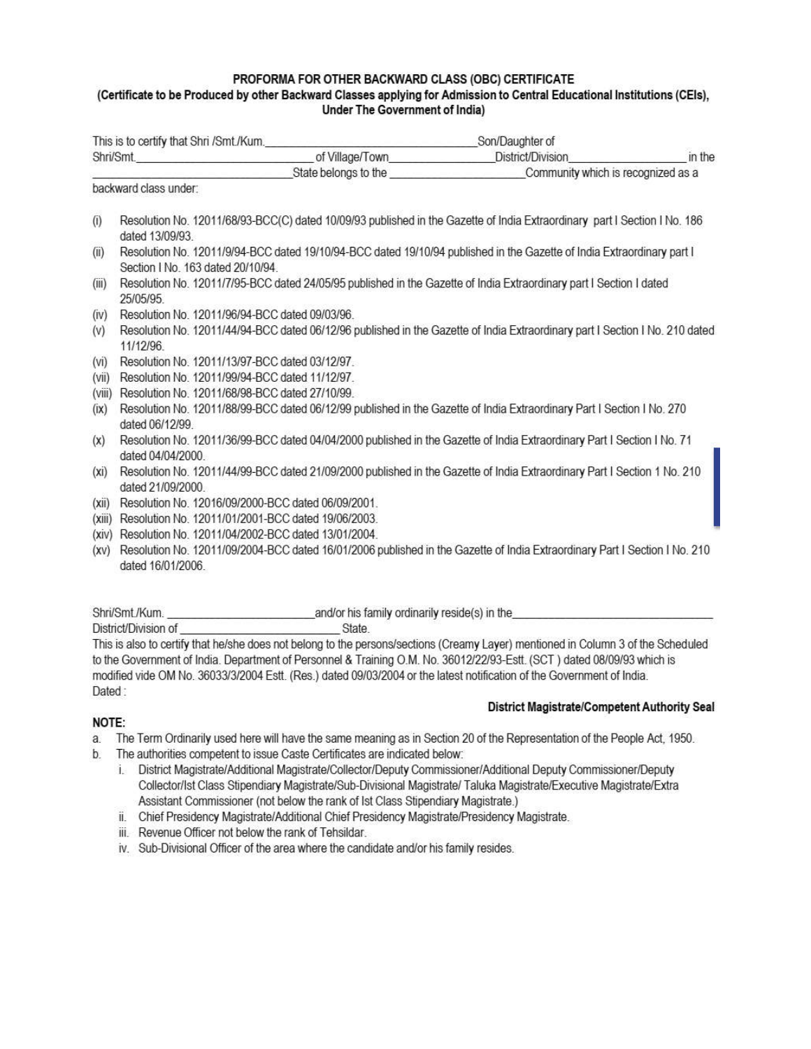**PROFORMA FOR OTHER BACKWARD CLASS (OBC) CERTIFICATE**

**(Certificate to be Produced by other Backward Classes applying for Admission to Central Educational Institutions (CEIs), Under The Government of India)**

This is to certify that Shri /Smt./Kum.\_\_\_\_\_\_\_\_\_\_\_\_\_\_\_\_\_\_\_\_\_\_\_\_\_\_\_\_\_\_\_Son/Daughter of Shri/Smt.\_\_\_\_\_\_\_\_\_\_\_\_\_\_\_\_\_\_\_\_\_\_\_\_\_ of Village/Town\_\_\_\_\_\_\_\_\_\_\_\_\_\_\_District/Division\_\_\_\_\_\_\_\_\_\_\_\_\_\_\_\_\_ in the \_\_\_\_\_\_\_\_\_\_\_\_\_\_\_\_\_\_\_\_\_\_\_\_\_\_\_\_\_\_\_State belongs to the \_\_\_\_\_\_\_\_\_\_\_\_\_\_\_\_\_\_\_\_Community which is recognized as a backward class under:

(i) Resolution No. 12011/68/93-BCC(C) dated 10/09/93 published in the Gazette of India Extraordinary part I Section I No. 186 dated 13/09/93.
(ii) Resolution No. 12011/9/94-BCC dated 19/10/94-BCC dated 19/10/94 published in the Gazette of India Extraordinary part I Section I No. 163 dated 20/10/94.
(iii) Resolution No. 12011/7/95-BCC dated 24/05/95 published in the Gazette of India Extraordinary part I Section I dated 25/05/95.
(iv) Resolution No. 12011/96/94-BCC dated 09/03/96.
(v) Resolution No. 12011/44/94-BCC dated 06/12/96 published in the Gazette of India Extraordinary part I Section I No. 210 dated 11/12/96.
(vi) Resolution No. 12011/13/97-BCC dated 03/12/97.
(vii) Resolution No. 12011/99/94-BCC dated 11/12/97.
(viii) Resolution No. 12011/68/98-BCC dated 27/10/99.
(ix) Resolution No. 12011/88/99-BCC dated 06/12/99 published in the Gazette of India Extraordinary Part I Section I No. 270 dated 06/12/99.
(x) Resolution No. 12011/36/99-BCC dated 04/04/2000 published in the Gazette of India Extraordinary Part I Section I No. 71 dated 04/04/2000.
(xi) Resolution No. 12011/44/99-BCC dated 21/09/2000 published in the Gazette of India Extraordinary Part I Section 1 No. 210 dated 21/09/2000.
(xii) Resolution No. 12016/09/2000-BCC dated 06/09/2001.
(xiii) Resolution No. 12011/01/2001-BCC dated 19/06/2003.
(xiv) Resolution No. 12011/04/2002-BCC dated 13/01/2004.
(xv) Resolution No. 12011/09/2004-BCC dated 16/01/2006 published in the Gazette of India Extraordinary Part I Section I No. 210 dated 16/01/2006.

Shri/Smt./Kum. \_\_\_\_\_\_\_\_\_\_\_\_\_\_\_\_\_\_\_\_\_\_and/or his family ordinarily reside(s) in the\_\_\_\_\_\_\_\_\_\_\_\_\_\_\_\_\_\_\_\_\_\_\_\_\_\_\_\_\_\_\_ District/Division of \_\_\_\_\_\_\_\_\_\_\_\_\_\_\_\_\_\_\_\_\_\_\_\_ State.

This is also to certify that he/she does not belong to the persons/sections (Creamy Layer) mentioned in Column 3 of the Scheduled to the Government of India. Department of Personnel & Training O.M. No. 36012/22/93-Estt. (SCT ) dated 08/09/93 which is modified vide OM No. 36033/3/2004 Estt. (Res.) dated 09/03/2004 or the latest notification of the Government of India.

Dated :

**District Magistrate/Competent Authority Seal**

**NOTE:**

a. The Term Ordinarily used here will have the same meaning as in Section 20 of the Representation of the People Act, 1950.
b. The authorities competent to issue Caste Certificates are indicated below:
   i. District Magistrate/Additional Magistrate/Collector/Deputy Commissioner/Additional Deputy Commissioner/Deputy Collector/Ist Class Stipendiary Magistrate/Sub-Divisional Magistrate/ Taluka Magistrate/Executive Magistrate/Extra Assistant Commissioner (not below the rank of Ist Class Stipendiary Magistrate.)
   ii. Chief Presidency Magistrate/Additional Chief Presidency Magistrate/Presidency Magistrate.
   iii. Revenue Officer not below the rank of Tehsildar.
   iv. Sub-Divisional Officer of the area where the candidate and/or his family resides.